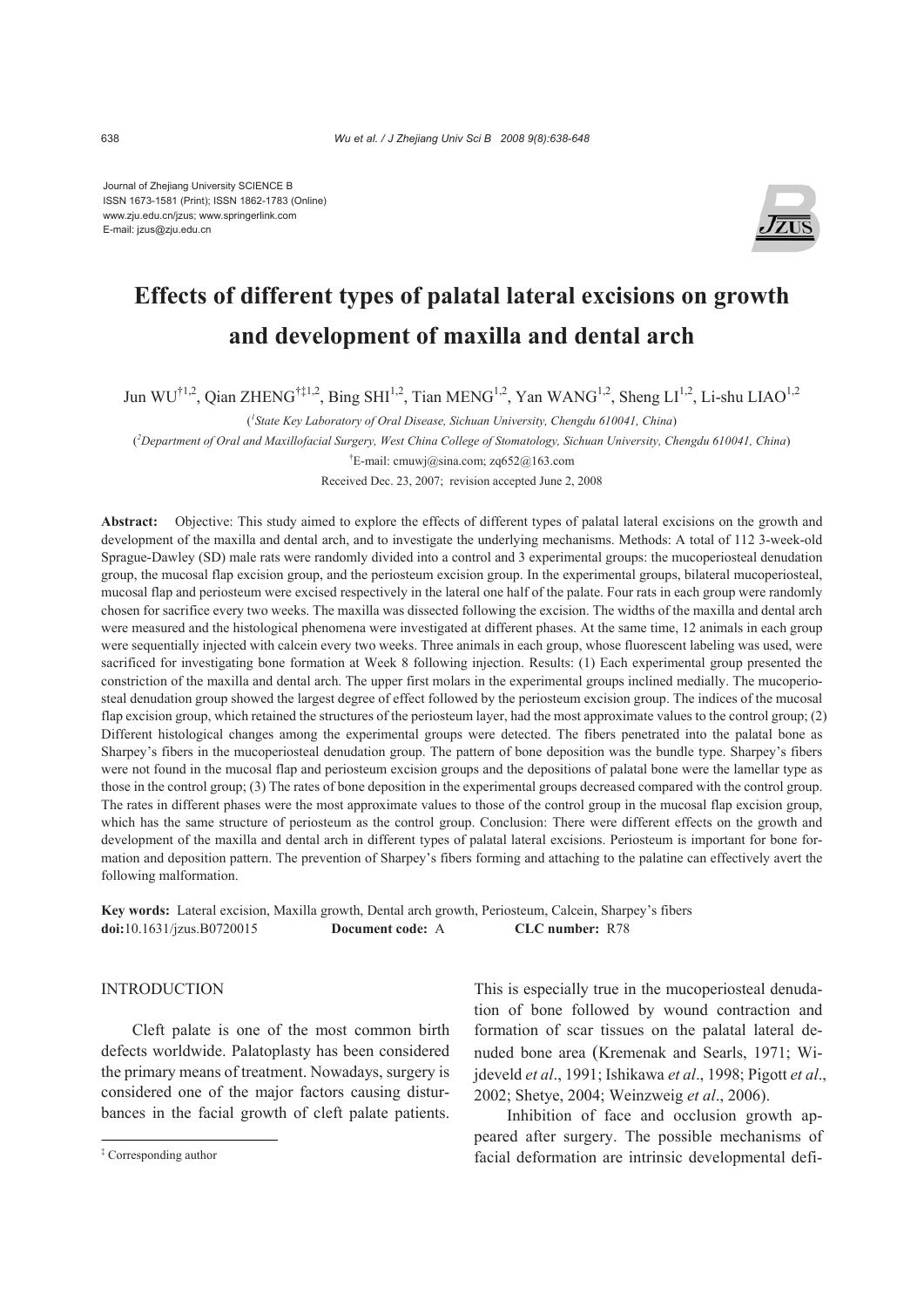Journal of Zhejiang University SCIENCE B
ISSN 1673-1581 (Print); ISSN 1862-1783 (Online)
www.zju.edu.cn/jzus; www.springerlink.com
E-mail: jzus@zju.edu.cn

# Effects of different types of palatal lateral excisions on growth and development of maxilla and dental arch

Jun WU[†1,2], Qian ZHENG[†‡1,2], Bing SHI[1,2], Tian MENG[1,2], Yan WANG[1,2], Sheng LI[1,2], Li-shu LIAO[1,2]

([1]*State Key Laboratory of Oral Disease, Sichuan University, Chengdu 610041, China*)

([2]*Department of Oral and Maxillofacial Surgery, West China College of Stomatology, Sichuan University, Chengdu 610041, China*)

[†]E-mail: cmuwj@sina.com; zq652@163.com

Received Dec. 23, 2007; revision accepted June 2, 2008

**Abstract:** Objective: This study aimed to explore the effects of different types of palatal lateral excisions on the growth and development of the maxilla and dental arch, and to investigate the underlying mechanisms. Methods: A total of 112 3-week-old Sprague-Dawley (SD) male rats were randomly divided into a control and 3 experimental groups: the mucoperiosteal denudation group, the mucosal flap excision group, and the periosteum excision group. In the experimental groups, bilateral mucoperiosteal, mucosal flap and periosteum were excised respectively in the lateral one half of the palate. Four rats in each group were randomly chosen for sacrifice every two weeks. The maxilla was dissected following the excision. The widths of the maxilla and dental arch were measured and the histological phenomena were investigated at different phases. At the same time, 12 animals in each group were sequentially injected with calcein every two weeks. Three animals in each group, whose fluorescent labeling was used, were sacrificed for investigating bone formation at Week 8 following injection. Results: (1) Each experimental group presented the constriction of the maxilla and dental arch. The upper first molars in the experimental groups inclined medially. The mucoperiosteal denudation group showed the largest degree of effect followed by the periosteum excision group. The indices of the mucosal flap excision group, which retained the structures of the periosteum layer, had the most approximate values to the control group; (2) Different histological changes among the experimental groups were detected. The fibers penetrated into the palatal bone as Sharpey's fibers in the mucoperiosteal denudation group. The pattern of bone deposition was the bundle type. Sharpey's fibers were not found in the mucosal flap and periosteum excision groups and the depositions of palatal bone were the lamellar type as those in the control group; (3) The rates of bone deposition in the experimental groups decreased compared with the control group. The rates in different phases were the most approximate values to those of the control group in the mucosal flap excision group, which has the same structure of periosteum as the control group. Conclusion: There were different effects on the growth and development of the maxilla and dental arch in different types of palatal lateral excisions. Periosteum is important for bone formation and deposition pattern. The prevention of Sharpey's fibers forming and attaching to the palatine can effectively avert the following malformation.

**Key words:** Lateral excision, Maxilla growth, Dental arch growth, Periosteum, Calcein, Sharpey's fibers
**doi:**10.1631/jzus.B0720015 **Document code:** A **CLC number:** R78

## INTRODUCTION

Cleft palate is one of the most common birth defects worldwide. Palatoplasty has been considered the primary means of treatment. Nowadays, surgery is considered one of the major factors causing disturbances in the facial growth of cleft palate patients. This is especially true in the mucoperiosteal denudation of bone followed by wound contraction and formation of scar tissues on the palatal lateral denuded bone area (Kremenak and Searls, 1971; Wijdeveld *et al*., 1991; Ishikawa *et al*., 1998; Pigott *et al*., 2002; Shetye, 2004; Weinzweig *et al*., 2006).

Inhibition of face and occlusion growth appeared after surgery. The possible mechanisms of facial deformation are intrinsic developmental defi-

[‡] Corresponding author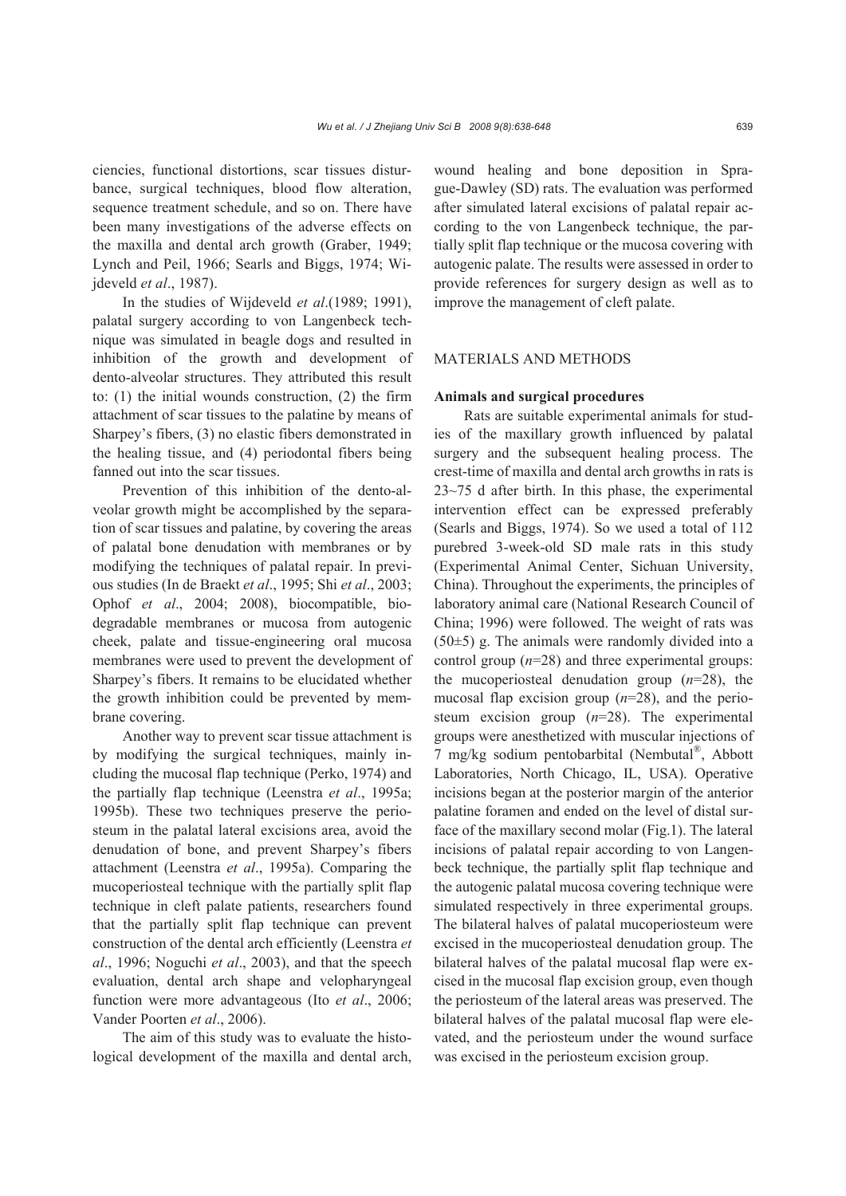ciencies, functional distortions, scar tissues disturbance, surgical techniques, blood flow alteration, sequence treatment schedule, and so on. There have been many investigations of the adverse effects on the maxilla and dental arch growth (Graber, 1949; Lynch and Peil, 1966; Searls and Biggs, 1974; Wijdeveld *et al*., 1987).

In the studies of Wijdeveld *et al*.(1989; 1991), palatal surgery according to von Langenbeck technique was simulated in beagle dogs and resulted in inhibition of the growth and development of dento-alveolar structures. They attributed this result to: (1) the initial wounds construction, (2) the firm attachment of scar tissues to the palatine by means of Sharpey's fibers, (3) no elastic fibers demonstrated in the healing tissue, and (4) periodontal fibers being fanned out into the scar tissues.

Prevention of this inhibition of the dento-alveolar growth might be accomplished by the separation of scar tissues and palatine, by covering the areas of palatal bone denudation with membranes or by modifying the techniques of palatal repair. In previous studies (In de Braekt *et al*., 1995; Shi *et al*., 2003; Ophof *et al*., 2004; 2008), biocompatible, biodegradable membranes or mucosa from autogenic cheek, palate and tissue-engineering oral mucosa membranes were used to prevent the development of Sharpey's fibers. It remains to be elucidated whether the growth inhibition could be prevented by membrane covering.

Another way to prevent scar tissue attachment is by modifying the surgical techniques, mainly including the mucosal flap technique (Perko, 1974) and the partially flap technique (Leenstra *et al*., 1995a; 1995b). These two techniques preserve the periosteum in the palatal lateral excisions area, avoid the denudation of bone, and prevent Sharpey's fibers attachment (Leenstra *et al*., 1995a). Comparing the mucoperiosteal technique with the partially split flap technique in cleft palate patients, researchers found that the partially split flap technique can prevent construction of the dental arch efficiently (Leenstra *et al*., 1996; Noguchi *et al*., 2003), and that the speech evaluation, dental arch shape and velopharyngeal function were more advantageous (Ito *et al*., 2006; Vander Poorten *et al*., 2006).

The aim of this study was to evaluate the histological development of the maxilla and dental arch, wound healing and bone deposition in Sprague-Dawley (SD) rats. The evaluation was performed after simulated lateral excisions of palatal repair according to the von Langenbeck technique, the partially split flap technique or the mucosa covering with autogenic palate. The results were assessed in order to provide references for surgery design as well as to improve the management of cleft palate.

## MATERIALS AND METHODS

### Animals and surgical procedures

Rats are suitable experimental animals for studies of the maxillary growth influenced by palatal surgery and the subsequent healing process. The crest-time of maxilla and dental arch growths in rats is 23~75 d after birth. In this phase, the experimental intervention effect can be expressed preferably (Searls and Biggs, 1974). So we used a total of 112 purebred 3-week-old SD male rats in this study (Experimental Animal Center, Sichuan University, China). Throughout the experiments, the principles of laboratory animal care (National Research Council of China; 1996) were followed. The weight of rats was (50±5) g. The animals were randomly divided into a control group ($n$=28) and three experimental groups: the mucoperiosteal denudation group ($n$=28), the mucosal flap excision group ($n$=28), and the periosteum excision group ($n$=28). The experimental groups were anesthetized with muscular injections of 7 mg/kg sodium pentobarbital (Nembutal®, Abbott Laboratories, North Chicago, IL, USA). Operative incisions began at the posterior margin of the anterior palatine foramen and ended on the level of distal surface of the maxillary second molar (Fig.1). The lateral incisions of palatal repair according to von Langenbeck technique, the partially split flap technique and the autogenic palatal mucosa covering technique were simulated respectively in three experimental groups. The bilateral halves of palatal mucoperiosteum were excised in the mucoperiosteal denudation group. The bilateral halves of the palatal mucosal flap were excised in the mucosal flap excision group, even though the periosteum of the lateral areas was preserved. The bilateral halves of the palatal mucosal flap were elevated, and the periosteum under the wound surface was excised in the periosteum excision group.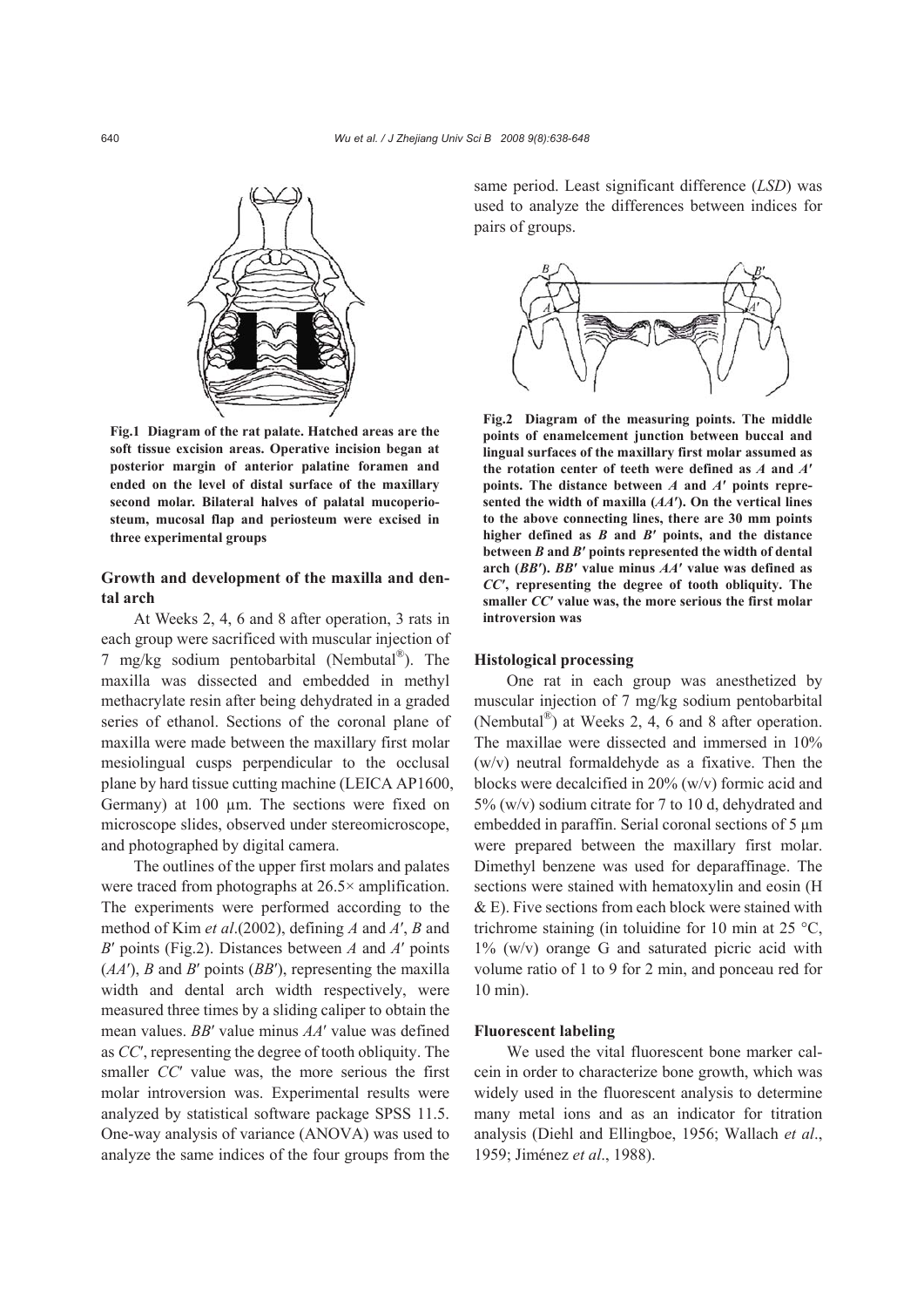Fig.1 Diagram of the rat palate. Hatched areas are the soft tissue excision areas. Operative incision began at posterior margin of anterior palatine foramen and ended on the level of distal surface of the maxillary second molar. Bilateral halves of palatal mucoperiosteum, mucosal flap and periosteum were excised in three experimental groups

## Growth and development of the maxilla and dental arch

At Weeks 2, 4, 6 and 8 after operation, 3 rats in each group were sacrificed with muscular injection of 7 mg/kg sodium pentobarbital (Nembutal®). The maxilla was dissected and embedded in methyl methacrylate resin after being dehydrated in a graded series of ethanol. Sections of the coronal plane of maxilla were made between the maxillary first molar mesiolingual cusps perpendicular to the occlusal plane by hard tissue cutting machine (LEICA AP1600, Germany) at 100 μm. The sections were fixed on microscope slides, observed under stereomicroscope, and photographed by digital camera.

The outlines of the upper first molars and palates were traced from photographs at 26.5× amplification. The experiments were performed according to the method of Kim *et al*.(2002), defining *A* and *A′*, *B* and *B′* points (Fig.2). Distances between *A* and *A′* points (*AA′*), *B* and *B′* points (*BB′*), representing the maxilla width and dental arch width respectively, were measured three times by a sliding caliper to obtain the mean values. *BB′* value minus *AA′* value was defined as *CC′*, representing the degree of tooth obliquity. The smaller *CC′* value was, the more serious the first molar introversion was. Experimental results were analyzed by statistical software package SPSS 11.5. One-way analysis of variance (ANOVA) was used to analyze the same indices of the four groups from the same period. Least significant difference (*LSD*) was used to analyze the differences between indices for pairs of groups.

Fig.2 Diagram of the measuring points. The middle points of enamelcement junction between buccal and lingual surfaces of the maxillary first molar assumed as the rotation center of teeth were defined as *A* and *A′* points. The distance between *A* and *A′* points represented the width of maxilla (*AA′*). On the vertical lines to the above connecting lines, there are 30 mm points higher defined as *B* and *B′* points, and the distance between *B* and *B′* points represented the width of dental arch (*BB′*). *BB′* value minus *AA′* value was defined as *CC′*, representing the degree of tooth obliquity. The smaller *CC′* value was, the more serious the first molar introversion was

## Histological processing

One rat in each group was anesthetized by muscular injection of 7 mg/kg sodium pentobarbital (Nembutal®) at Weeks 2, 4, 6 and 8 after operation. The maxillae were dissected and immersed in 10% (w/v) neutral formaldehyde as a fixative. Then the blocks were decalcified in 20% (w/v) formic acid and 5% (w/v) sodium citrate for 7 to 10 d, dehydrated and embedded in paraffin. Serial coronal sections of 5 μm were prepared between the maxillary first molar. Dimethyl benzene was used for deparaffinage. The sections were stained with hematoxylin and eosin (H & E). Five sections from each block were stained with trichrome staining (in toluidine for 10 min at 25 °C, 1% (w/v) orange G and saturated picric acid with volume ratio of 1 to 9 for 2 min, and ponceau red for 10 min).

## Fluorescent labeling

We used the vital fluorescent bone marker calcein in order to characterize bone growth, which was widely used in the fluorescent analysis to determine many metal ions and as an indicator for titration analysis (Diehl and Ellingboe, 1956; Wallach *et al*., 1959; Jiménez *et al*., 1988).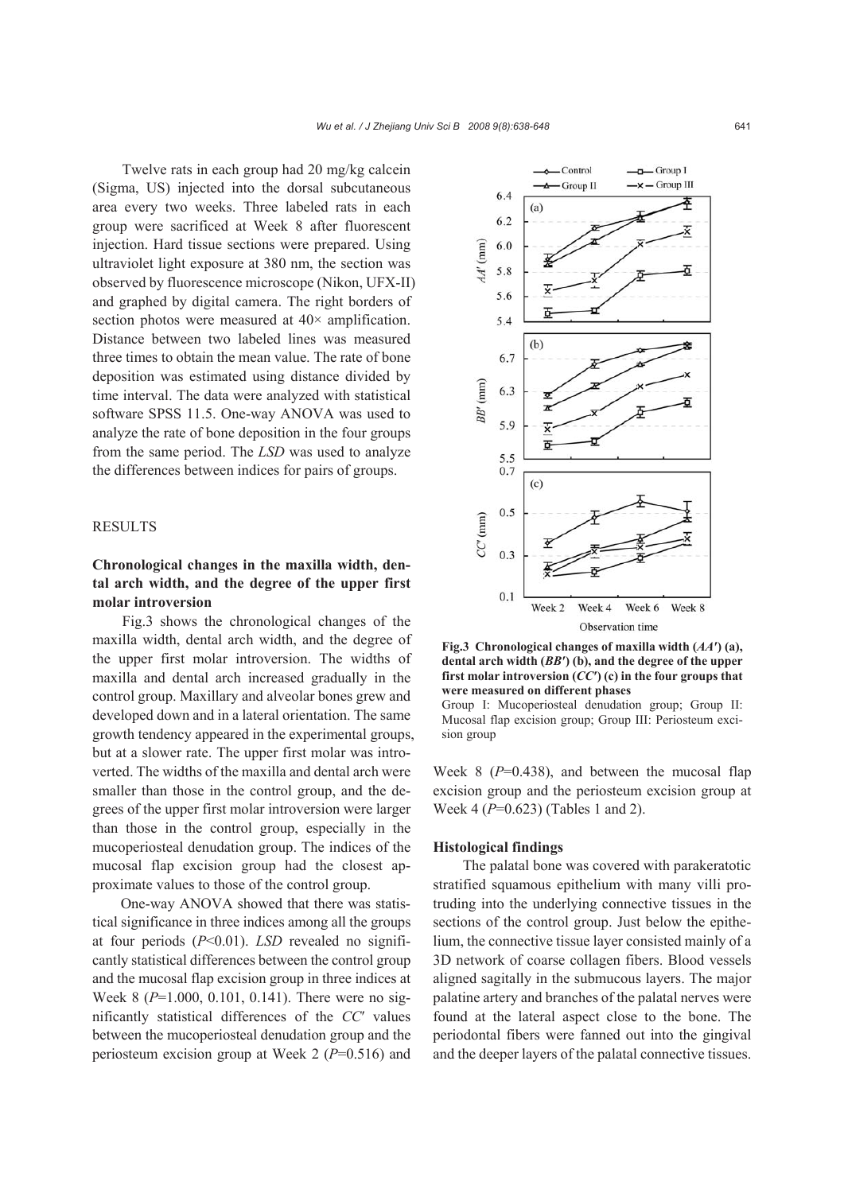Twelve rats in each group had 20 mg/kg calcein (Sigma, US) injected into the dorsal subcutaneous area every two weeks. Three labeled rats in each group were sacrificed at Week 8 after fluorescent injection. Hard tissue sections were prepared. Using ultraviolet light exposure at 380 nm, the section was observed by fluorescence microscope (Nikon, UFX-II) and graphed by digital camera. The right borders of section photos were measured at 40× amplification. Distance between two labeled lines was measured three times to obtain the mean value. The rate of bone deposition was estimated using distance divided by time interval. The data were analyzed with statistical software SPSS 11.5. One-way ANOVA was used to analyze the rate of bone deposition in the four groups from the same period. The *LSD* was used to analyze the differences between indices for pairs of groups.

## RESULTS

### Chronological changes in the maxilla width, dental arch width, and the degree of the upper first molar introversion

Fig.3 shows the chronological changes of the maxilla width, dental arch width, and the degree of the upper first molar introversion. The widths of maxilla and dental arch increased gradually in the control group. Maxillary and alveolar bones grew and developed down and in a lateral orientation. The same growth tendency appeared in the experimental groups, but at a slower rate. The upper first molar was introverted. The widths of the maxilla and dental arch were smaller than those in the control group, and the degrees of the upper first molar introversion were larger than those in the control group, especially in the mucoperiosteal denudation group. The indices of the mucosal flap excision group had the closest approximate values to those of the control group.

One-way ANOVA showed that there was statistical significance in three indices among all the groups at four periods ($P<0.01$). *LSD* revealed no significantly statistical differences between the control group and the mucosal flap excision group in three indices at Week 8 ($P$=1.000, 0.101, 0.141). There were no significantly statistical differences of the $CC'$ values between the mucoperiosteal denudation group and the periosteum excision group at Week 2 ($P$=0.516) and Week 8 ($P$=0.438), and between the mucosal flap excision group and the periosteum excision group at Week 4 ($P$=0.623) (Tables 1 and 2).

**Fig.3 Chronological changes of maxilla width ($AA'$) (a), dental arch width ($BB'$) (b), and the degree of the upper first molar introversion ($CC'$) (c) in the four groups that were measured on different phases**

Group I: Mucoperiosteal denudation group; Group II: Mucosal flap excision group; Group III: Periosteum excision group

### Histological findings

The palatal bone was covered with parakeratotic stratified squamous epithelium with many villi protruding into the underlying connective tissues in the sections of the control group. Just below the epithelium, the connective tissue layer consisted mainly of a 3D network of coarse collagen fibers. Blood vessels aligned sagitally in the submucous layers. The major palatine artery and branches of the palatal nerves were found at the lateral aspect close to the bone. The periodontal fibers were fanned out into the gingival and the deeper layers of the palatal connective tissues.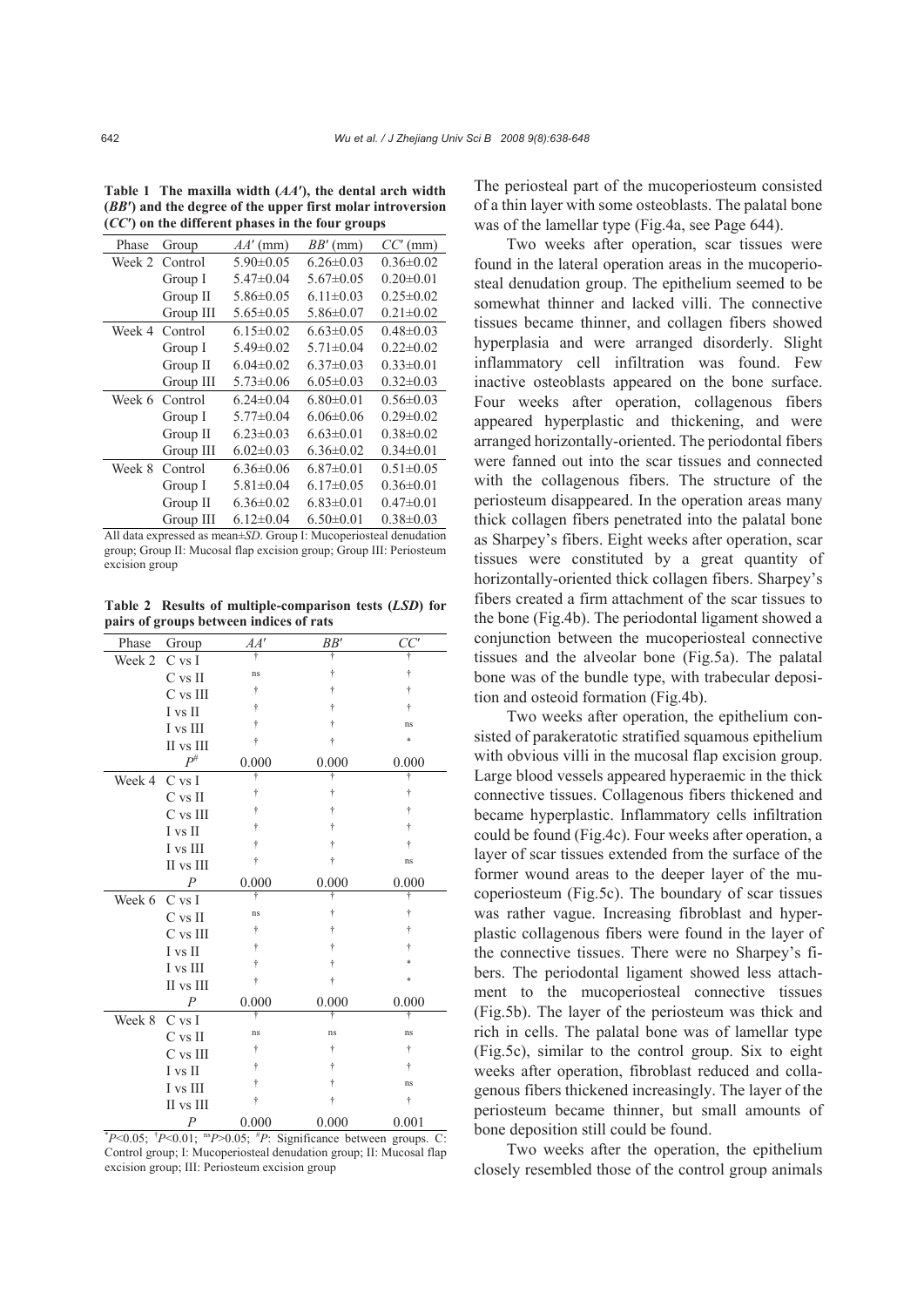**Table 1 The maxilla width ($AA'$), the dental arch width ($BB'$) and the degree of the upper first molar introversion ($CC'$) on the different phases in the four groups**

| Phase | Group | $AA'$ (mm) | $BB'$ (mm) | $CC'$ (mm) |
|---|---|---|---|---|
| Week 2 | Control | 5.90±0.05 | 6.26±0.03 | 0.36±0.02 |
| | Group I | 5.47±0.04 | 5.67±0.05 | 0.20±0.01 |
| | Group II | 5.86±0.05 | 6.11±0.03 | 0.25±0.02 |
| | Group III | 5.65±0.05 | 5.86±0.07 | 0.21±0.02 |
| Week 4 | Control | 6.15±0.02 | 6.63±0.05 | 0.48±0.03 |
| | Group I | 5.49±0.02 | 5.71±0.04 | 0.22±0.02 |
| | Group II | 6.04±0.02 | 6.37±0.03 | 0.33±0.01 |
| | Group III | 5.73±0.06 | 6.05±0.03 | 0.32±0.03 |
| Week 6 | Control | 6.24±0.04 | 6.80±0.01 | 0.56±0.03 |
| | Group I | 5.77±0.04 | 6.06±0.06 | 0.29±0.02 |
| | Group II | 6.23±0.03 | 6.63±0.01 | 0.38±0.02 |
| | Group III | 6.02±0.03 | 6.36±0.02 | 0.34±0.01 |
| Week 8 | Control | 6.36±0.06 | 6.87±0.01 | 0.51±0.05 |
| | Group I | 5.81±0.04 | 6.17±0.05 | 0.36±0.01 |
| | Group II | 6.36±0.02 | 6.83±0.01 | 0.47±0.01 |
| | Group III | 6.12±0.04 | 6.50±0.01 | 0.38±0.03 |

All data expressed as mean±*SD*. Group I: Mucoperiosteal denudation group; Group II: Mucosal flap excision group; Group III: Periosteum excision group

**Table 2 Results of multiple-comparison tests (*LSD*) for pairs of groups between indices of rats**

| Phase | Group | $AA'$ | $BB'$ | $CC'$ |
|---|---|---|---|---|
| Week 2 | C vs I | † | † | † |
| | C vs II | ns | † | † |
| | C vs III | † | † | † |
| | I vs II | † | † | † |
| | I vs III | † | † | ns |
| | II vs III | † | † | * |
| | $P^{\#}$ | 0.000 | 0.000 | 0.000 |
| Week 4 | C vs I | † | † | † |
| | C vs II | † | † | † |
| | C vs III | † | † | † |
| | I vs II | † | † | † |
| | I vs III | † | † | † |
| | II vs III | † | † | ns |
| | $P$ | 0.000 | 0.000 | 0.000 |
| Week 6 | C vs I | † | † | † |
| | C vs II | ns | † | † |
| | C vs III | † | † | † |
| | I vs II | † | † | † |
| | I vs III | † | † | * |
| | II vs III | † | † | * |
| | $P$ | 0.000 | 0.000 | 0.000 |
| Week 8 | C vs I | † | † | † |
| | C vs II | ns | ns | ns |
| | C vs III | † | † | † |
| | I vs II | † | † | † |
| | I vs III | † | † | ns |
| | II vs III | † | † | † |
| | $P$ | 0.000 | 0.000 | 0.001 |

*$P<0.05$; †$P<0.01$; ns$P>0.05$; #$P$: Significance between groups. C: Control group; I: Mucoperiosteal denudation group; II: Mucosal flap excision group; III: Periosteum excision group

The periosteal part of the mucoperiosteum consisted of a thin layer with some osteoblasts. The palatal bone was of the lamellar type (Fig.4a, see Page 644).

Two weeks after operation, scar tissues were found in the lateral operation areas in the mucoperiosteal denudation group. The epithelium seemed to be somewhat thinner and lacked villi. The connective tissues became thinner, and collagen fibers showed hyperplasia and were arranged disorderly. Slight inflammatory cell infiltration was found. Few inactive osteoblasts appeared on the bone surface. Four weeks after operation, collagenous fibers appeared hyperplastic and thickening, and were arranged horizontally-oriented. The periodontal fibers were fanned out into the scar tissues and connected with the collagenous fibers. The structure of the periosteum disappeared. In the operation areas many thick collagen fibers penetrated into the palatal bone as Sharpey's fibers. Eight weeks after operation, scar tissues were constituted by a great quantity of horizontally-oriented thick collagen fibers. Sharpey's fibers created a firm attachment of the scar tissues to the bone (Fig.4b). The periodontal ligament showed a conjunction between the mucoperiosteal connective tissues and the alveolar bone (Fig.5a). The palatal bone was of the bundle type, with trabecular deposition and osteoid formation (Fig.4b).

Two weeks after operation, the epithelium consisted of parakeratotic stratified squamous epithelium with obvious villi in the mucosal flap excision group. Large blood vessels appeared hyperaemic in the thick connective tissues. Collagenous fibers thickened and became hyperplastic. Inflammatory cells infiltration could be found (Fig.4c). Four weeks after operation, a layer of scar tissues extended from the surface of the former wound areas to the deeper layer of the mucoperiosteum (Fig.5c). The boundary of scar tissues was rather vague. Increasing fibroblast and hyperplastic collagenous fibers were found in the layer of the connective tissues. There were no Sharpey's fibers. The periodontal ligament showed less attachment to the mucoperiosteal connective tissues (Fig.5b). The layer of the periosteum was thick and rich in cells. The palatal bone was of lamellar type (Fig.5c), similar to the control group. Six to eight weeks after operation, fibroblast reduced and collagenous fibers thickened increasingly. The layer of the periosteum became thinner, but small amounts of bone deposition still could be found.

Two weeks after the operation, the epithelium closely resembled those of the control group animals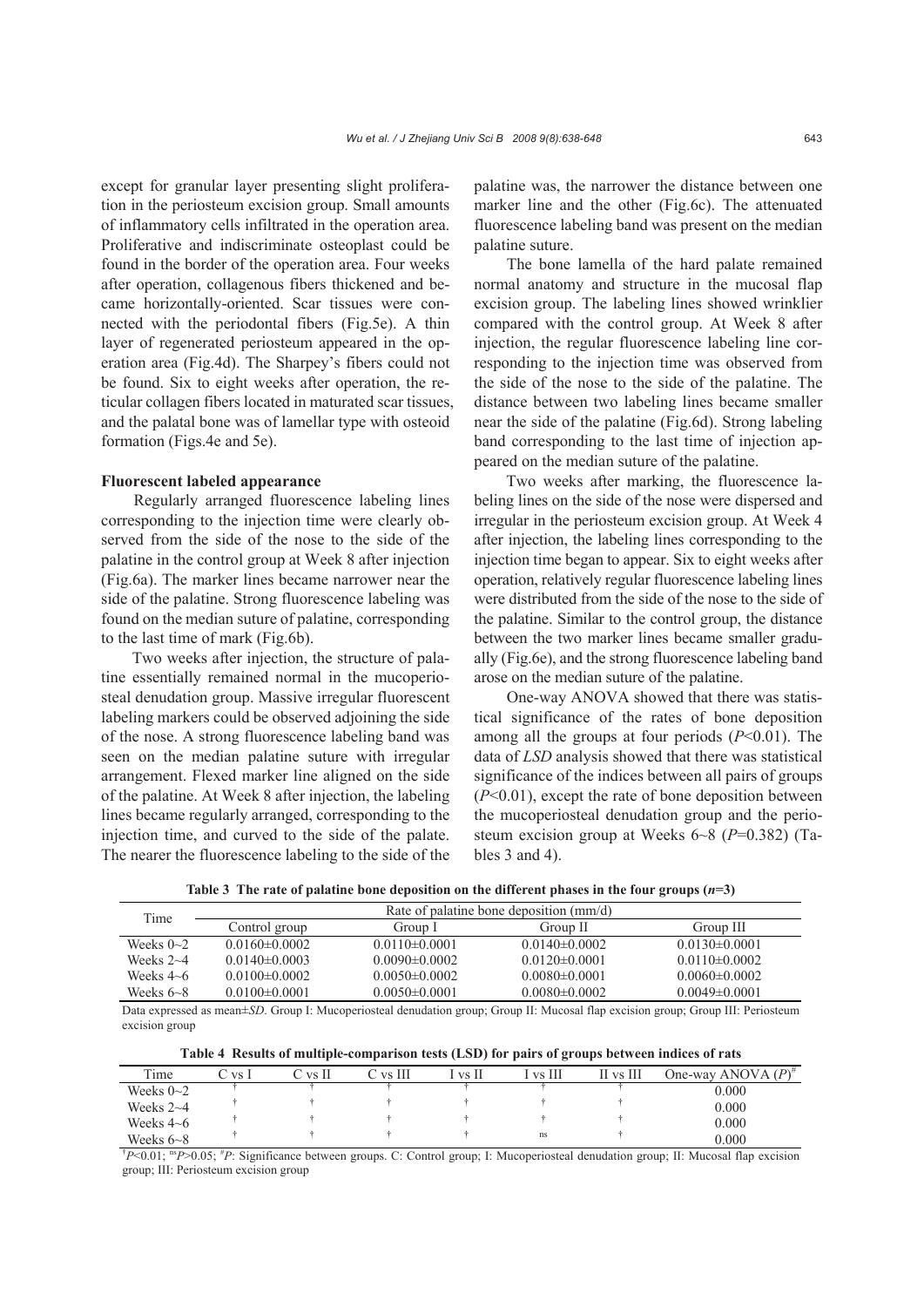except for granular layer presenting slight proliferation in the periosteum excision group. Small amounts of inflammatory cells infiltrated in the operation area. Proliferative and indiscriminate osteoplast could be found in the border of the operation area. Four weeks after operation, collagenous fibers thickened and became horizontally-oriented. Scar tissues were connected with the periodontal fibers (Fig.5e). A thin layer of regenerated periosteum appeared in the operation area (Fig.4d). The Sharpey's fibers could not be found. Six to eight weeks after operation, the reticular collagen fibers located in maturated scar tissues, and the palatal bone was of lamellar type with osteoid formation (Figs.4e and 5e).

### Fluorescent labeled appearance

Regularly arranged fluorescence labeling lines corresponding to the injection time were clearly observed from the side of the nose to the side of the palatine in the control group at Week 8 after injection (Fig.6a). The marker lines became narrower near the side of the palatine. Strong fluorescence labeling was found on the median suture of palatine, corresponding to the last time of mark (Fig.6b).

Two weeks after injection, the structure of palatine essentially remained normal in the mucoperiosteal denudation group. Massive irregular fluorescent labeling markers could be observed adjoining the side of the nose. A strong fluorescence labeling band was seen on the median palatine suture with irregular arrangement. Flexed marker line aligned on the side of the palatine. At Week 8 after injection, the labeling lines became regularly arranged, corresponding to the injection time, and curved to the side of the palate. The nearer the fluorescence labeling to the side of the palatine was, the narrower the distance between one marker line and the other (Fig.6c). The attenuated fluorescence labeling band was present on the median palatine suture.

The bone lamella of the hard palate remained normal anatomy and structure in the mucosal flap excision group. The labeling lines showed wrinklier compared with the control group. At Week 8 after injection, the regular fluorescence labeling line corresponding to the injection time was observed from the side of the nose to the side of the palatine. The distance between two labeling lines became smaller near the side of the palatine (Fig.6d). Strong labeling band corresponding to the last time of injection appeared on the median suture of the palatine.

Two weeks after marking, the fluorescence labeling lines on the side of the nose were dispersed and irregular in the periosteum excision group. At Week 4 after injection, the labeling lines corresponding to the injection time began to appear. Six to eight weeks after operation, relatively regular fluorescence labeling lines were distributed from the side of the nose to the side of the palatine. Similar to the control group, the distance between the two marker lines became smaller gradually (Fig.6e), and the strong fluorescence labeling band arose on the median suture of the palatine.

One-way ANOVA showed that there was statistical significance of the rates of bone deposition among all the groups at four periods ($P<0.01$). The data of *LSD* analysis showed that there was statistical significance of the indices between all pairs of groups ($P<0.01$), except the rate of bone deposition between the mucoperiosteal denudation group and the periosteum excision group at Weeks 6~8 ($P=0.382$) (Tables 3 and 4).

**Table 3 The rate of palatine bone deposition on the different phases in the four groups ($n=3$)**

| Time | Rate of palatine bone deposition (mm/d) | | | |
|---|---|---|---|---|
| | Control group | Group I | Group II | Group III |
| Weeks 0~2 | 0.0160±0.0002 | 0.0110±0.0001 | 0.0140±0.0002 | 0.0130±0.0001 |
| Weeks 2~4 | 0.0140±0.0003 | 0.0090±0.0002 | 0.0120±0.0001 | 0.0110±0.0002 |
| Weeks 4~6 | 0.0100±0.0002 | 0.0050±0.0002 | 0.0080±0.0001 | 0.0060±0.0002 |
| Weeks 6~8 | 0.0100±0.0001 | 0.0050±0.0001 | 0.0080±0.0002 | 0.0049±0.0001 |

Data expressed as mean±*SD*. Group I: Mucoperiosteal denudation group; Group II: Mucosal flap excision group; Group III: Periosteum excision group

**Table 4 Results of multiple-comparison tests (LSD) for pairs of groups between indices of rats**

| Time | C vs I | C vs II | C vs III | I vs II | I vs III | II vs III | One-way ANOVA $(P)^{\#}$ |
|---|---|---|---|---|---|---|---|
| Weeks 0~2 | † | † | † | † | † | † | 0.000 |
| Weeks 2~4 | † | † | † | † | † | † | 0.000 |
| Weeks 4~6 | † | † | † | † | † | † | 0.000 |
| Weeks 6~8 | † | † | † | † | ns | † | 0.000 |

†$P<0.01$; ns$P>0.05$; #$P$: Significance between groups. C: Control group; I: Mucoperiosteal denudation group; II: Mucosal flap excision group; III: Periosteum excision group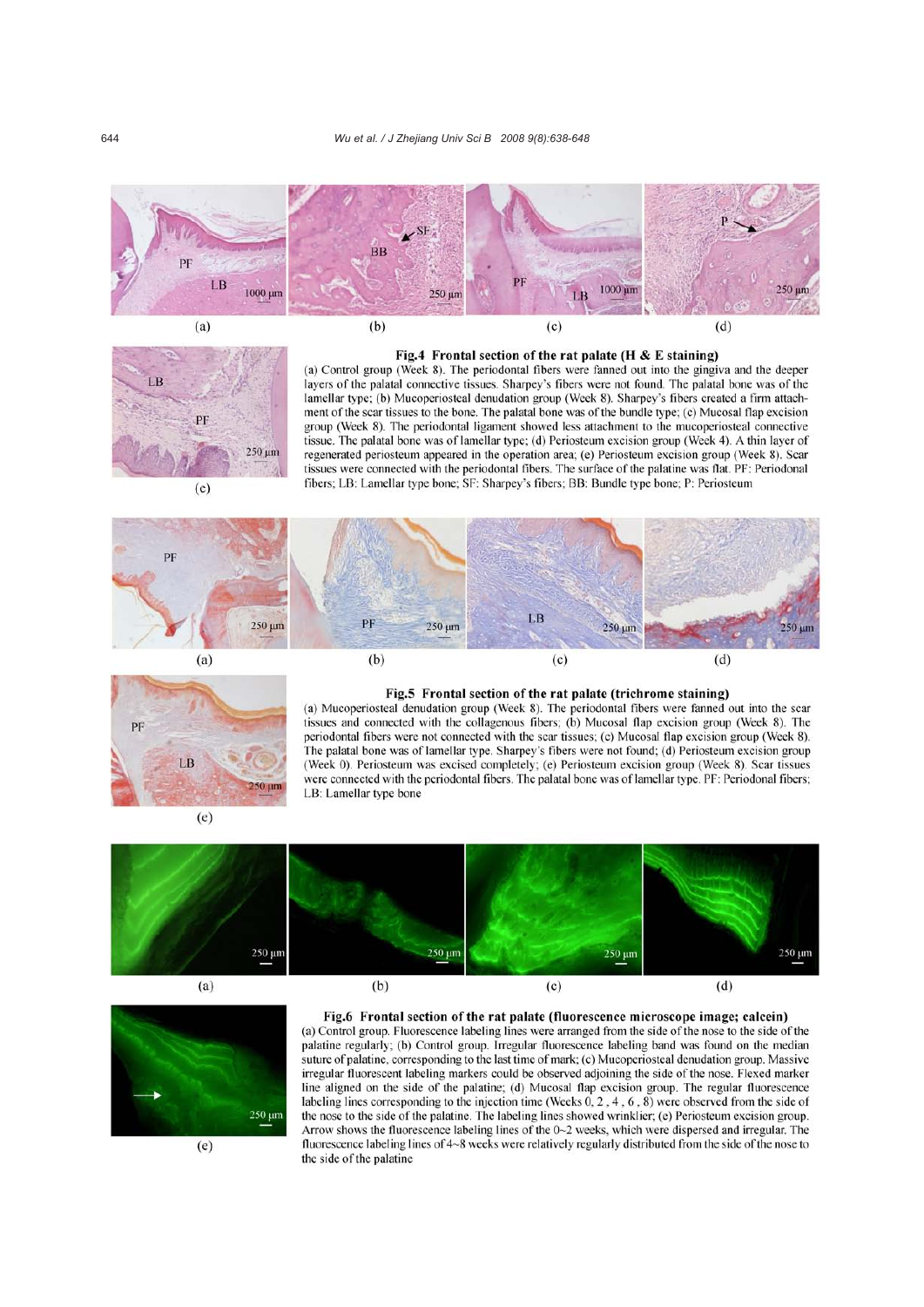**Fig.4 Frontal section of the rat palate (H & E staining)**

(a) Control group (Week 8). The periodontal fibers were fanned out into the gingiva and the deeper layers of the palatal connective tissues. Sharpey's fibers were not found. The palatal bone was of the lamellar type; (b) Mucoperiosteal denudation group (Week 8). Sharpey's fibers created a firm attachment of the scar tissues to the bone. The palatal bone was of the bundle type; (c) Mucosal flap excision group (Week 8). The periodontal ligament showed less attachment to the mucoperiosteal connective tissue. The palatal bone was of lamellar type; (d) Periosteum excision group (Week 4). A thin layer of regenerated periosteum appeared in the operation area; (e) Periosteum excision group (Week 8). Scar tissues were connected with the periodontal fibers. The surface of the palatine was flat. PF: Periodonal fibers; LB: Lamellar type bone; SF: Sharpey's fibers; BB: Bundle type bone; P: Periosteum

**Fig.5 Frontal section of the rat palate (trichrome staining)**

(a) Mucoperiosteal denudation group (Week 8). The periodontal fibers were fanned out into the scar tissues and connected with the collagenous fibers; (b) Mucosal flap excision group (Week 8). The periodontal fibers were not connected with the scar tissues; (c) Mucosal flap excision group (Week 8). The palatal bone was of lamellar type. Sharpey's fibers were not found; (d) Periosteum excision group (Week 0). Periosteum was excised completely; (e) Periosteum excision group (Week 8). Scar tissues were connected with the periodontal fibers. The palatal bone was of lamellar type. PF: Periodonal fibers; LB: Lamellar type bone

**Fig.6 Frontal section of the rat palate (fluorescence microscope image; calcein)**

(a) Control group. Fluorescence labeling lines were arranged from the side of the nose to the side of the palatine regularly; (b) Control group. Irregular fluorescence labeling band was found on the median suture of palatine, corresponding to the last time of mark; (c) Mucoperiosteal denudation group. Massive irregular fluorescent labeling markers could be observed adjoining the side of the nose. Flexed marker line aligned on the side of the palatine; (d) Mucosal flap excision group. The regular fluorescence labeling lines corresponding to the injection time (Weeks 0, 2, 4, 6, 8) were observed from the side of the nose to the side of the palatine. The labeling lines showed wrinklier; (e) Periosteum excision group. Arrow shows the fluorescence labeling lines of the 0~2 weeks, which were dispersed and irregular. The fluorescence labeling lines of 4~8 weeks were relatively regularly distributed from the side of the nose to the side of the palatine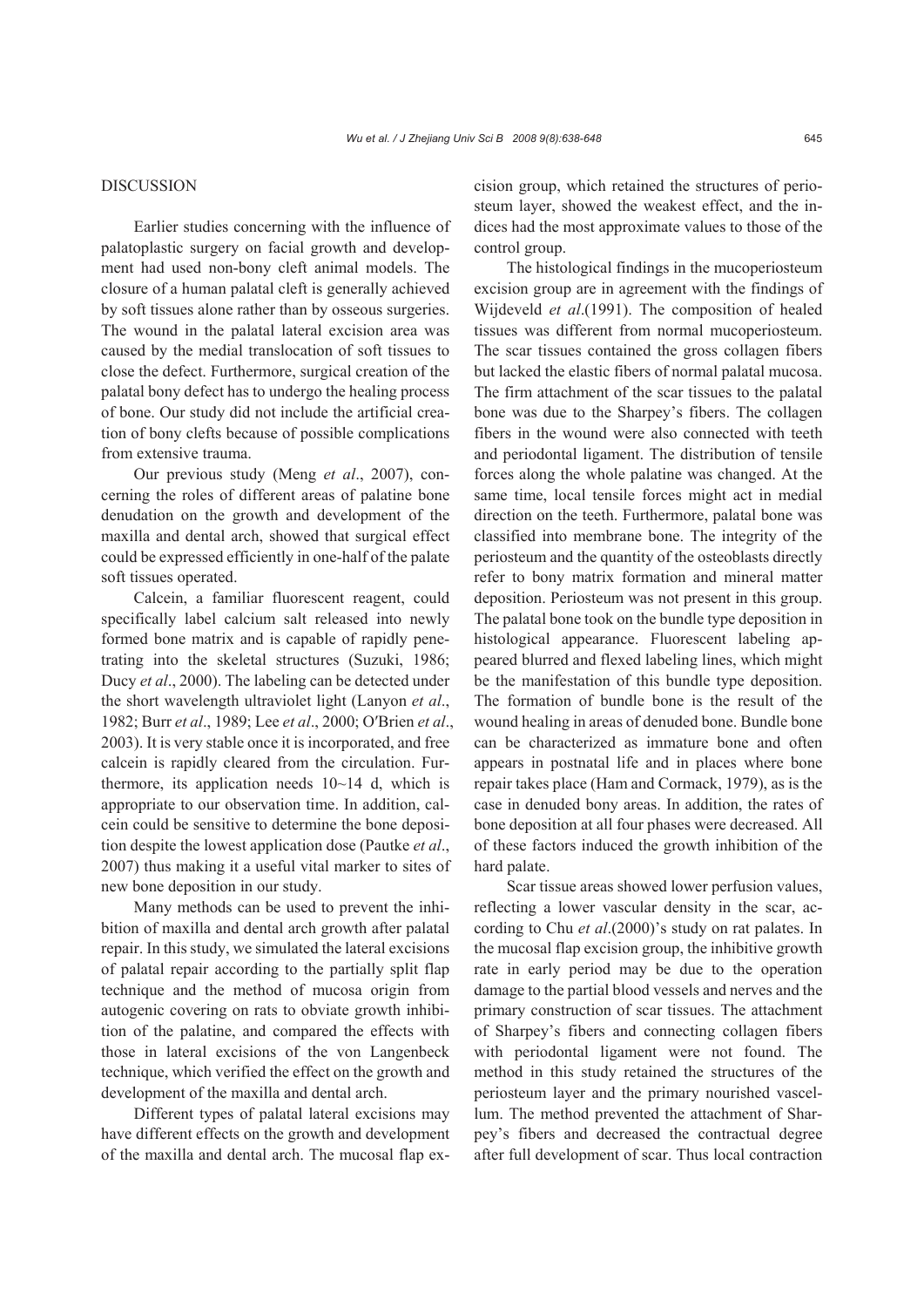## DISCUSSION

Earlier studies concerning with the influence of palatoplastic surgery on facial growth and development had used non-bony cleft animal models. The closure of a human palatal cleft is generally achieved by soft tissues alone rather than by osseous surgeries. The wound in the palatal lateral excision area was caused by the medial translocation of soft tissues to close the defect. Furthermore, surgical creation of the palatal bony defect has to undergo the healing process of bone. Our study did not include the artificial creation of bony clefts because of possible complications from extensive trauma.

Our previous study (Meng *et al*., 2007), concerning the roles of different areas of palatine bone denudation on the growth and development of the maxilla and dental arch, showed that surgical effect could be expressed efficiently in one-half of the palate soft tissues operated.

Calcein, a familiar fluorescent reagent, could specifically label calcium salt released into newly formed bone matrix and is capable of rapidly penetrating into the skeletal structures (Suzuki, 1986; Ducy *et al*., 2000). The labeling can be detected under the short wavelength ultraviolet light (Lanyon *et al*., 1982; Burr *et al*., 1989; Lee *et al*., 2000; O′Brien *et al*., 2003). It is very stable once it is incorporated, and free calcein is rapidly cleared from the circulation. Furthermore, its application needs 10~14 d, which is appropriate to our observation time. In addition, calcein could be sensitive to determine the bone deposition despite the lowest application dose (Pautke *et al*., 2007) thus making it a useful vital marker to sites of new bone deposition in our study.

Many methods can be used to prevent the inhibition of maxilla and dental arch growth after palatal repair. In this study, we simulated the lateral excisions of palatal repair according to the partially split flap technique and the method of mucosa origin from autogenic covering on rats to obviate growth inhibition of the palatine, and compared the effects with those in lateral excisions of the von Langenbeck technique, which verified the effect on the growth and development of the maxilla and dental arch.

Different types of palatal lateral excisions may have different effects on the growth and development of the maxilla and dental arch. The mucosal flap excision group, which retained the structures of periosteum layer, showed the weakest effect, and the indices had the most approximate values to those of the control group.

The histological findings in the mucoperiosteum excision group are in agreement with the findings of Wijdeveld *et al*.(1991). The composition of healed tissues was different from normal mucoperiosteum. The scar tissues contained the gross collagen fibers but lacked the elastic fibers of normal palatal mucosa. The firm attachment of the scar tissues to the palatal bone was due to the Sharpey's fibers. The collagen fibers in the wound were also connected with teeth and periodontal ligament. The distribution of tensile forces along the whole palatine was changed. At the same time, local tensile forces might act in medial direction on the teeth. Furthermore, palatal bone was classified into membrane bone. The integrity of the periosteum and the quantity of the osteoblasts directly refer to bony matrix formation and mineral matter deposition. Periosteum was not present in this group. The palatal bone took on the bundle type deposition in histological appearance. Fluorescent labeling appeared blurred and flexed labeling lines, which might be the manifestation of this bundle type deposition. The formation of bundle bone is the result of the wound healing in areas of denuded bone. Bundle bone can be characterized as immature bone and often appears in postnatal life and in places where bone repair takes place (Ham and Cormack, 1979), as is the case in denuded bony areas. In addition, the rates of bone deposition at all four phases were decreased. All of these factors induced the growth inhibition of the hard palate.

Scar tissue areas showed lower perfusion values, reflecting a lower vascular density in the scar, according to Chu *et al*.(2000)'s study on rat palates. In the mucosal flap excision group, the inhibitive growth rate in early period may be due to the operation damage to the partial blood vessels and nerves and the primary construction of scar tissues. The attachment of Sharpey's fibers and connecting collagen fibers with periodontal ligament were not found. The method in this study retained the structures of the periosteum layer and the primary nourished vascellum. The method prevented the attachment of Sharpey's fibers and decreased the contractual degree after full development of scar. Thus local contraction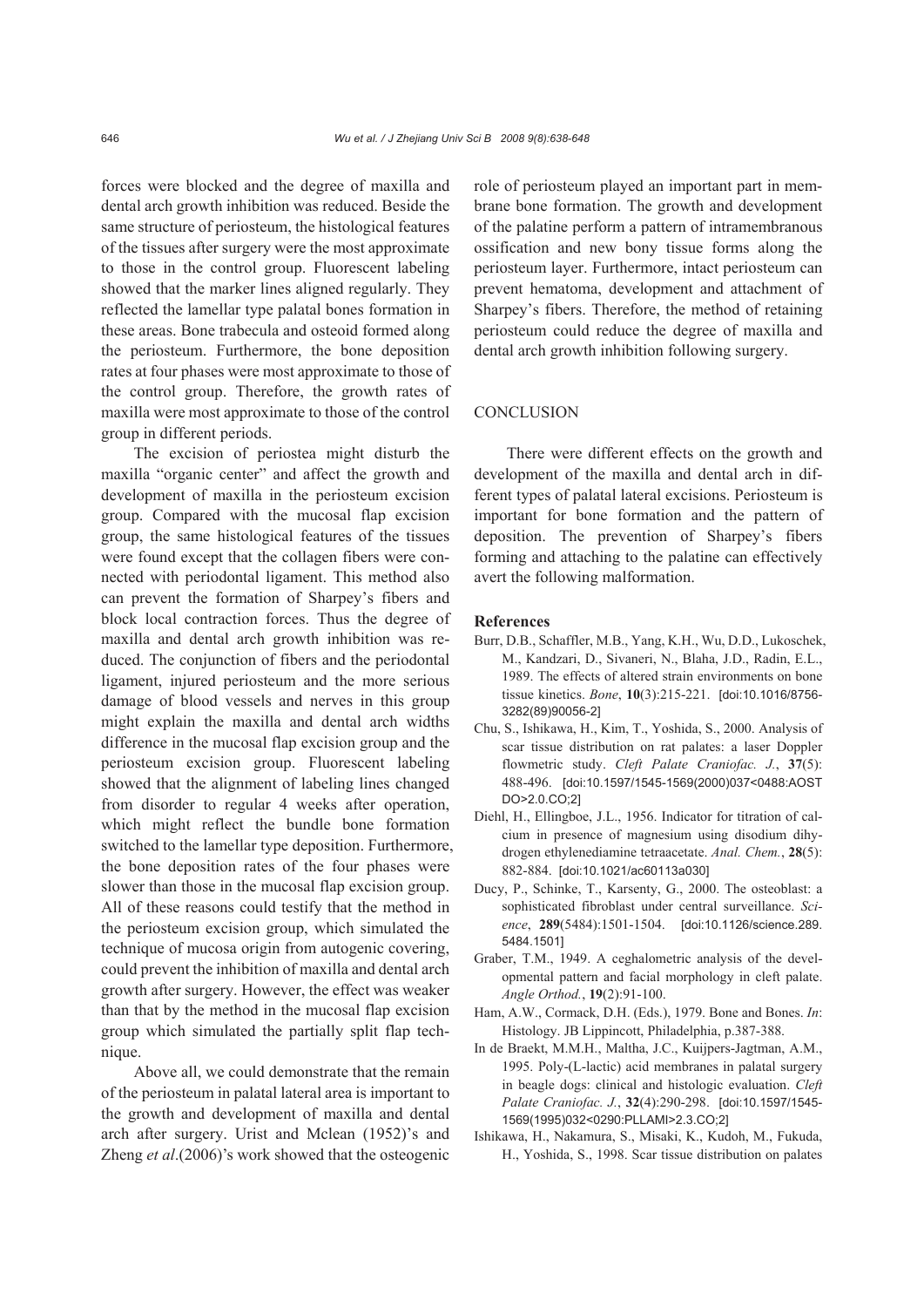forces were blocked and the degree of maxilla and dental arch growth inhibition was reduced. Beside the same structure of periosteum, the histological features of the tissues after surgery were the most approximate to those in the control group. Fluorescent labeling showed that the marker lines aligned regularly. They reflected the lamellar type palatal bones formation in these areas. Bone trabecula and osteoid formed along the periosteum. Furthermore, the bone deposition rates at four phases were most approximate to those of the control group. Therefore, the growth rates of maxilla were most approximate to those of the control group in different periods.

The excision of periostea might disturb the maxilla "organic center" and affect the growth and development of maxilla in the periosteum excision group. Compared with the mucosal flap excision group, the same histological features of the tissues were found except that the collagen fibers were connected with periodontal ligament. This method also can prevent the formation of Sharpey's fibers and block local contraction forces. Thus the degree of maxilla and dental arch growth inhibition was reduced. The conjunction of fibers and the periodontal ligament, injured periosteum and the more serious damage of blood vessels and nerves in this group might explain the maxilla and dental arch widths difference in the mucosal flap excision group and the periosteum excision group. Fluorescent labeling showed that the alignment of labeling lines changed from disorder to regular 4 weeks after operation, which might reflect the bundle bone formation switched to the lamellar type deposition. Furthermore, the bone deposition rates of the four phases were slower than those in the mucosal flap excision group. All of these reasons could testify that the method in the periosteum excision group, which simulated the technique of mucosa origin from autogenic covering, could prevent the inhibition of maxilla and dental arch growth after surgery. However, the effect was weaker than that by the method in the mucosal flap excision group which simulated the partially split flap technique.

Above all, we could demonstrate that the remain of the periosteum in palatal lateral area is important to the growth and development of maxilla and dental arch after surgery. Urist and Mclean (1952)'s and Zheng *et al*.(2006)'s work showed that the osteogenic role of periosteum played an important part in membrane bone formation. The growth and development of the palatine perform a pattern of intramembranous ossification and new bony tissue forms along the periosteum layer. Furthermore, intact periosteum can prevent hematoma, development and attachment of Sharpey's fibers. Therefore, the method of retaining periosteum could reduce the degree of maxilla and dental arch growth inhibition following surgery.

## CONCLUSION

There were different effects on the growth and development of the maxilla and dental arch in different types of palatal lateral excisions. Periosteum is important for bone formation and the pattern of deposition. The prevention of Sharpey's fibers forming and attaching to the palatine can effectively avert the following malformation.

## References

Burr, D.B., Schaffler, M.B., Yang, K.H., Wu, D.D., Lukoschek, M., Kandzari, D., Sivaneri, N., Blaha, J.D., Radin, E.L., 1989. The effects of altered strain environments on bone tissue kinetics. *Bone*, **10**(3):215-221. [doi:10.1016/8756-3282(89)90056-2]

Chu, S., Ishikawa, H., Kim, T., Yoshida, S., 2000. Analysis of scar tissue distribution on rat palates: a laser Doppler flowmetric study. *Cleft Palate Craniofac. J.*, **37**(5): 488-496. [doi:10.1597/1545-1569(2000)037<0488:AOSTDO>2.0.CO;2]

Diehl, H., Ellingboe, J.L., 1956. Indicator for titration of calcium in presence of magnesium using disodium dihydrogen ethylenediamine tetraacetate. *Anal. Chem.*, **28**(5): 882-884. [doi:10.1021/ac60113a030]

Ducy, P., Schinke, T., Karsenty, G., 2000. The osteoblast: a sophisticated fibroblast under central surveillance. *Science*, **289**(5484):1501-1504. [doi:10.1126/science.289.5484.1501]

Graber, T.M., 1949. A ceghalometric analysis of the developmental pattern and facial morphology in cleft palate. *Angle Orthod.*, **19**(2):91-100.

Ham, A.W., Cormack, D.H. (Eds.), 1979. Bone and Bones. *In*: Histology. JB Lippincott, Philadelphia, p.387-388.

In de Braekt, M.M.H., Maltha, J.C., Kuijpers-Jagtman, A.M., 1995. Poly-(L-lactic) acid membranes in palatal surgery in beagle dogs: clinical and histologic evaluation. *Cleft Palate Craniofac. J.*, **32**(4):290-298. [doi:10.1597/1545-1569(1995)032<0290:PLLAMI>2.3.CO;2]

Ishikawa, H., Nakamura, S., Misaki, K., Kudoh, M., Fukuda, H., Yoshida, S., 1998. Scar tissue distribution on palates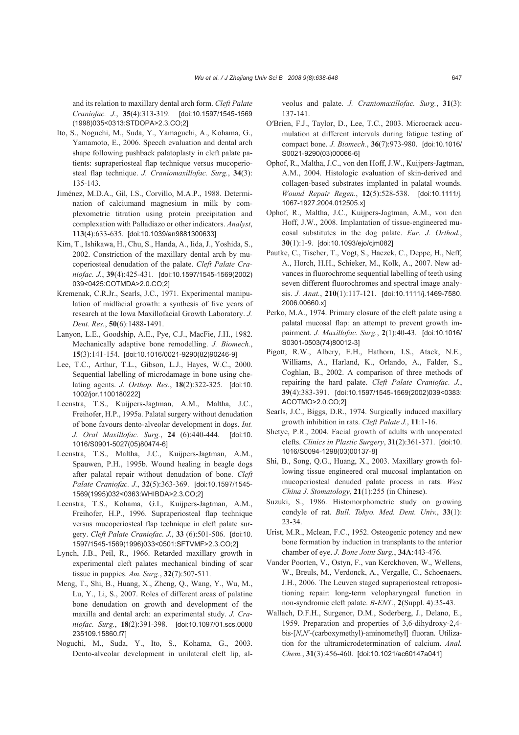and its relation to maxillary dental arch form. *Cleft Palate Craniofac. J.*, **35**(4):313-319. [doi:10.1597/1545-1569(1998)035<0313:STDOPA>2.3.CO;2]

Ito, S., Noguchi, M., Suda, Y., Yamaguchi, A., Kohama, G., Yamamoto, E., 2006. Speech evaluation and dental arch shape following pushback palatoplasty in cleft palate patients: supraperiosteal flap technique versus mucoperiosteal flap technique. *J. Craniomaxillofac. Surg.*, **34**(3): 135-143.

Jiménez, M.D.A., Gil, I.S., Corvillo, M.A.P., 1988. Determination of calciumand magnesium in milk by complexometric titration using protein precipitation and complexation with Palladiazo or other indicators. *Analyst*, **113**(4):633-635. [doi:10.1039/an9881300633]

Kim, T., Ishikawa, H., Chu, S., Handa, A., Iida, J., Yoshida, S., 2002. Constriction of the maxillary dental arch by mucoperiosteal denudation of the palate. *Cleft Palate Craniofac. J.*, **39**(4):425-431. [doi:10.1597/1545-1569(2002)039<0425:COTMDA>2.0.CO;2]

Kremenak, C.R.Jr., Searls, J.C., 1971. Experimental manipulation of midfacial growth: a synthesis of five years of research at the Iowa Maxillofacial Growth Laboratory. *J. Dent. Res.*, **50**(6):1488-1491.

Lanyon, L.E., Goodship, A.E., Pye, C.J., MacFie, J.H., 1982. Mechanically adaptive bone remodelling. *J. Biomech.*, **15**(3):141-154. [doi:10.1016/0021-9290(82)90246-9]

Lee, T.C., Arthur, T.L., Gibson, L.J., Hayes, W.C., 2000. Sequential labelling of microdamage in bone using chelating agents. *J. Orthop. Res.*, **18**(2):322-325. [doi:10.1002/jor.1100180222]

Leenstra, T.S., Kuijpers-Jagtman, A.M., Maltha, J.C., Freihofer, H.P., 1995a. Palatal surgery without denudation of bone favours dento-alveolar development in dogs. *Int. J. Oral Maxillofac. Surg.*, **24** (6):440-444. [doi:10.1016/S0901-5027(05)80474-6]

Leenstra, T.S., Maltha, J.C., Kuijpers-Jagtman, A.M., Spauwen, P.H., 1995b. Wound healing in beagle dogs after palatal repair without denudation of bone. *Cleft Palate Craniofac. J.*, **32**(5):363-369. [doi:10.1597/1545-1569(1995)032<0363:WHIBDA>2.3.CO;2]

Leenstra, T.S., Kohama, G.I., Kuijpers-Jagtman, A.M., Freihofer, H.P., 1996. Supraperiosteal flap technique versus mucoperiosteal flap technique in cleft palate surgery. *Cleft Palate Craniofac. J.*, **33** (6):501-506. [doi:10.1597/1545-1569(1996)033<0501:SFTVMF>2.3.CO;2]

Lynch, J.B., Peil, R., 1966. Retarded maxillary growth in experimental cleft palates mechanical binding of scar tissue in puppies. *Am. Surg.*, **32**(7):507-511.

Meng, T., Shi, B., Huang, X., Zheng, Q., Wang, Y., Wu, M., Lu, Y., Li, S., 2007. Roles of different areas of palatine bone denudation on growth and development of the maxilla and dental arch: an experimental study. *J. Craniofac. Surg.*, **18**(2):391-398. [doi:10.1097/01.scs.0000235109.15860.f7]

Noguchi, M., Suda, Y., Ito, S., Kohama, G., 2003. Dento-alveolar development in unilateral cleft lip, alveolus and palate. *J. Craniomaxillofac. Surg.*, **31**(3): 137-141.

O′Brien, F.J., Taylor, D., Lee, T.C., 2003. Microcrack accumulation at different intervals during fatigue testing of compact bone. *J. Biomech.*, **36**(7):973-980. [doi:10.1016/S0021-9290(03)00066-6]

Ophof, R., Maltha, J.C., von den Hoff, J.W., Kuijpers-Jagtman, A.M., 2004. Histologic evaluation of skin-derived and collagen-based substrates implanted in palatal wounds. *Wound Repair Regen.*, **12**(5):528-538. [doi:10.1111/j.1067-1927.2004.012505.x]

Ophof, R., Maltha, J.C., Kuijpers-Jagtman, A.M., von den Hoff, J.W., 2008. Implantation of tissue-engineered mucosal substitutes in the dog palate. *Eur. J. Orthod.*, **30**(1):1-9. [doi:10.1093/ejo/cjm082]

Pautke, C., Tischer, T., Vogt, S., Haczek, C., Deppe, H., Neff, A., Horch, H.H., Schieker, M., Kolk, A., 2007. New advances in fluorochrome sequential labelling of teeth using seven different fluorochromes and spectral image analysis. *J. Anat.*, **210**(1):117-121. [doi:10.1111/j.1469-7580.2006.00660.x]

Perko, M.A., 1974. Primary closure of the cleft palate using a palatal mucosal flap: an attempt to prevent growth impairment. *J. Maxillofac. Surg.*, **2**(1):40-43. [doi:10.1016/S0301-0503(74)80012-3]

Pigott, R.W., Albery, E.H., Hathorn, I.S., Atack, N.E., Williams, A., Harland, K., Orlando, A., Falder, S., Coghlan, B., 2002. A comparison of three methods of repairing the hard palate. *Cleft Palate Craniofac. J.*, **39**(4):383-391. [doi:10.1597/1545-1569(2002)039<0383:ACOTMO>2.0.CO;2]

Searls, J.C., Biggs, D.R., 1974. Surgically induced maxillary growth inhibition in rats. *Cleft Palate J.*, **11**:1-16.

Shetye, P.R., 2004. Facial growth of adults with unoperated clefts. *Clinics in Plastic Surgery*, **31**(2):361-371. [doi:10.1016/S0094-1298(03)00137-8]

Shi, B., Song, Q.G., Huang, X., 2003. Maxillary growth following tissue engineered oral mucosal implantation on mucoperiosteal denuded palate process in rats. *West China J. Stomatology*, **21**(1):255 (in Chinese).

Suzuki, S., 1986. Histomorphometric study on growing condyle of rat. *Bull. Tokyo. Med. Dent. Univ.*, **33**(1): 23-34.

Urist, M.R., Mclean, F.C., 1952. Osteogenic potency and new bone formation by induction in transplants to the anterior chamber of eye. *J. Bone Joint Surg.*, **34A**:443-476.

Vander Poorten, V., Ostyn, F., van Kerckhoven, W., Wellens, W., Breuls, M., Verdonck, A., Vergalle, C., Schoenaers, J.H., 2006. The Leuven staged supraperiosteal retropositioning repair: long-term velopharyngeal function in non-syndromic cleft palate. *B-ENT.*, **2**(Suppl. 4):35-43.

Wallach, D.F.H., Surgenor, D.M., Soderberg, J., Delano, E., 1959. Preparation and properties of 3,6-dihydroxy-2,4-bis-[*N*,*N*′-(carboxymethyl)-aminomethyl] fluoran. Utilization for the ultramicrodetermination of calcium. *Anal. Chem.*, **31**(3):456-460. [doi:10.1021/ac60147a041]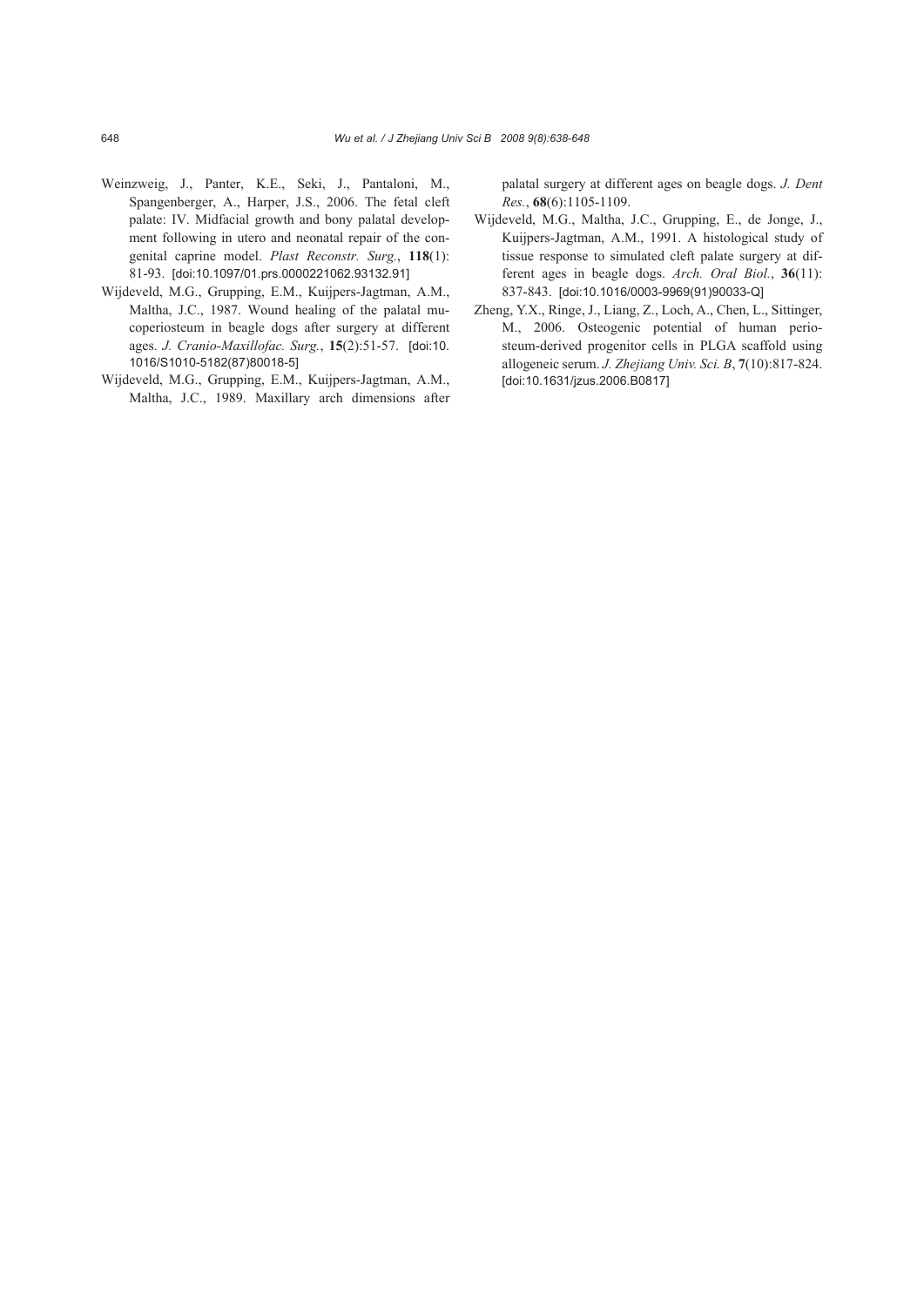Weinzweig, J., Panter, K.E., Seki, J., Pantaloni, M., Spangenberger, A., Harper, J.S., 2006. The fetal cleft palate: IV. Midfacial growth and bony palatal development following in utero and neonatal repair of the congenital caprine model. *Plast Reconstr. Surg.*, **118**(1): 81-93. [doi:10.1097/01.prs.0000221062.93132.91]

Wijdeveld, M.G., Grupping, E.M., Kuijpers-Jagtman, A.M., Maltha, J.C., 1987. Wound healing of the palatal mucoperiosteum in beagle dogs after surgery at different ages. *J. Cranio-Maxillofac. Surg.*, **15**(2):51-57. [doi:10.1016/S1010-5182(87)80018-5]

Wijdeveld, M.G., Grupping, E.M., Kuijpers-Jagtman, A.M., Maltha, J.C., 1989. Maxillary arch dimensions after palatal surgery at different ages on beagle dogs. *J. Dent Res.*, **68**(6):1105-1109.

Wijdeveld, M.G., Maltha, J.C., Grupping, E., de Jonge, J., Kuijpers-Jagtman, A.M., 1991. A histological study of tissue response to simulated cleft palate surgery at different ages in beagle dogs. *Arch. Oral Biol.*, **36**(11): 837-843. [doi:10.1016/0003-9969(91)90033-Q]

Zheng, Y.X., Ringe, J., Liang, Z., Loch, A., Chen, L., Sittinger, M., 2006. Osteogenic potential of human periosteum-derived progenitor cells in PLGA scaffold using allogeneic serum. *J. Zhejiang Univ. Sci. B*, **7**(10):817-824. [doi:10.1631/jzus.2006.B0817]